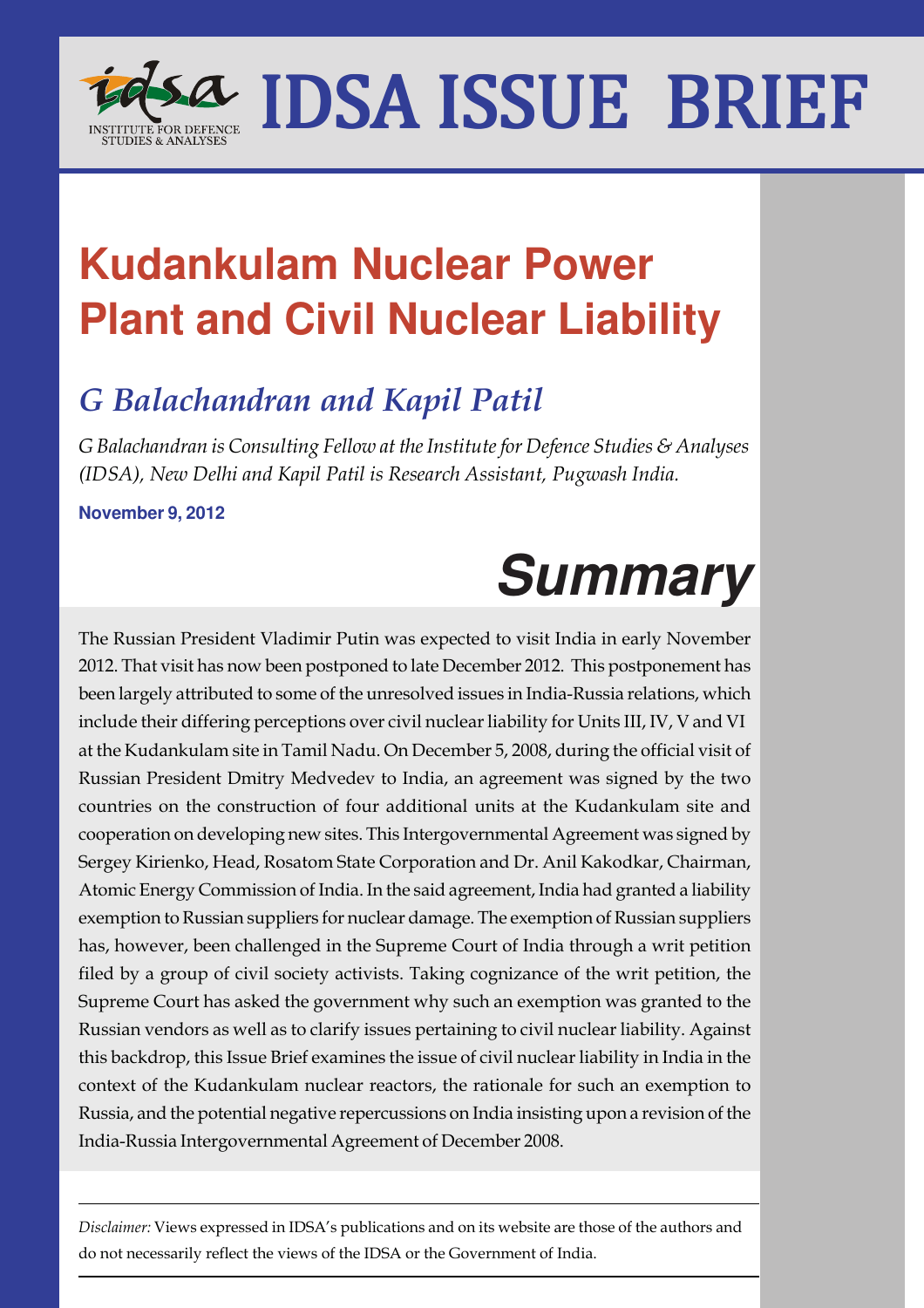# IDSA ISSUE BRIEF

INSTITUTE FOR DEFENCE STUDIES & ANALYSES

# Kudankulam Nuclear Power Plant and Civil Nuclear Liability

## *G Balachandran and Kapil Patil*

*G Balachandran is Consulting Fellow at the Institute for Defence Studies & Analyses (IDSA), New Delhi and Kapil Patil is Research Assistant, Pugwash India.*

**November 9, 2012**

## *Summary*

The Russian President Vladimir Putin was expected to visit India in early November 2012. That visit has now been postponed to late December 2012. This postponement has been largely attributed to some of the unresolved issues in India-Russia relations, which include their differing perceptions over civil nuclear liability for Units III, IV, V and VI at the Kudankulam site in Tamil Nadu. On December 5, 2008, during the official visit of Russian President Dmitry Medvedev to India, an agreement was signed by the two countries on the construction of four additional units at the Kudankulam site and cooperation on developing new sites. This Intergovernmental Agreement was signed by Sergey Kirienko, Head, Rosatom State Corporation and Dr. Anil Kakodkar, Chairman, Atomic Energy Commission of India. In the said agreement, India had granted a liability exemption to Russian suppliers for nuclear damage. The exemption of Russian suppliers has, however, been challenged in the Supreme Court of India through a writ petition filed by a group of civil society activists. Taking cognizance of the writ petition, the Supreme Court has asked the government why such an exemption was granted to the Russian vendors as well as to clarify issues pertaining to civil nuclear liability. Against this backdrop, this Issue Brief examines the issue of civil nuclear liability in India in the context of the Kudankulam nuclear reactors, the rationale for such an exemption to Russia, and the potential negative repercussions on India insisting upon a revision of the India-Russia Intergovernmental Agreement of December 2008.

*Disclaimer:* Views expressed in IDSA's publications and on its website are those of the authors and do not necessarily reflect the views of the IDSA or the Government of India.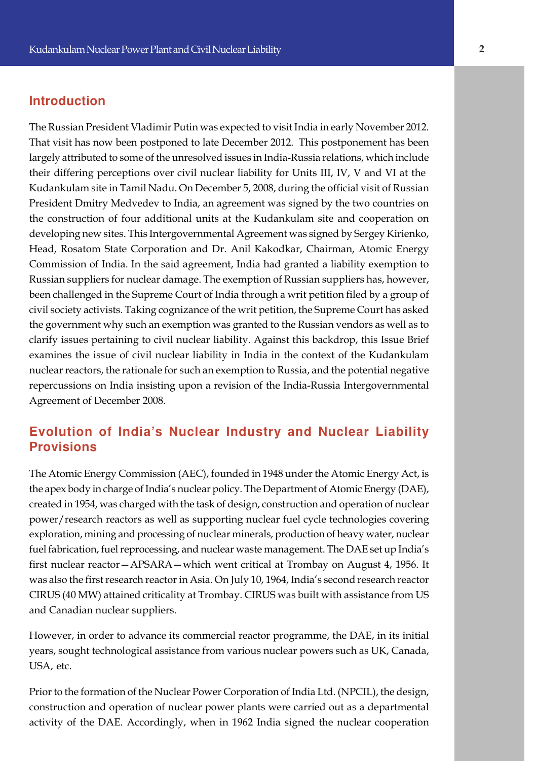## Introduction

The Russian President Vladimir Putin was expected to visit India in early November 2012. That visit has now been postponed to late December 2012. This postponement has been largely attributed to some of the unresolved issues in India-Russia relations, which include their differing perceptions over civil nuclear liability for Units III, IV, V and VI at the Kudankulam site in Tamil Nadu. On December 5, 2008, during the official visit of Russian President Dmitry Medvedev to India, an agreement was signed by the two countries on the construction of four additional units at the Kudankulam site and cooperation on developing new sites. This Intergovernmental Agreement was signed by Sergey Kirienko, Head, Rosatom State Corporation and Dr. Anil Kakodkar, Chairman, Atomic Energy Commission of India. In the said agreement, India had granted a liability exemption to Russian suppliers for nuclear damage. The exemption of Russian suppliers has, however, been challenged in the Supreme Court of India through a writ petition filed by a group of civil society activists. Taking cognizance of the writ petition, the Supreme Court has asked the government why such an exemption was granted to the Russian vendors as well as to clarify issues pertaining to civil nuclear liability. Against this backdrop, this Issue Brief examines the issue of civil nuclear liability in India in the context of the Kudankulam nuclear reactors, the rationale for such an exemption to Russia, and the potential negative repercussions on India insisting upon a revision of the India-Russia Intergovernmental Agreement of December 2008.

## Evolution of India's Nuclear Industry and Nuclear Liability Provisions

The Atomic Energy Commission (AEC), founded in 1948 under the Atomic Energy Act, is the apex body in charge of India's nuclear policy. The Department of Atomic Energy (DAE), created in 1954, was charged with the task of design, construction and operation of nuclear power/research reactors as well as supporting nuclear fuel cycle technologies covering exploration, mining and processing of nuclear minerals, production of heavy water, nuclear fuel fabrication, fuel reprocessing, and nuclear waste management. The DAE set up India's first nuclear reactor—APSARA—which went critical at Trombay on August 4, 1956. It was also the first research reactor in Asia. On July 10, 1964, India's second research reactor CIRUS (40 MW) attained criticality at Trombay. CIRUS was built with assistance from US and Canadian nuclear suppliers.

However, in order to advance its commercial reactor programme, the DAE, in its initial years, sought technological assistance from various nuclear powers such as UK, Canada, USA, etc.

Prior to the formation of the Nuclear Power Corporation of India Ltd. (NPCIL), the design, construction and operation of nuclear power plants were carried out as a departmental activity of the DAE. Accordingly, when in 1962 India signed the nuclear cooperation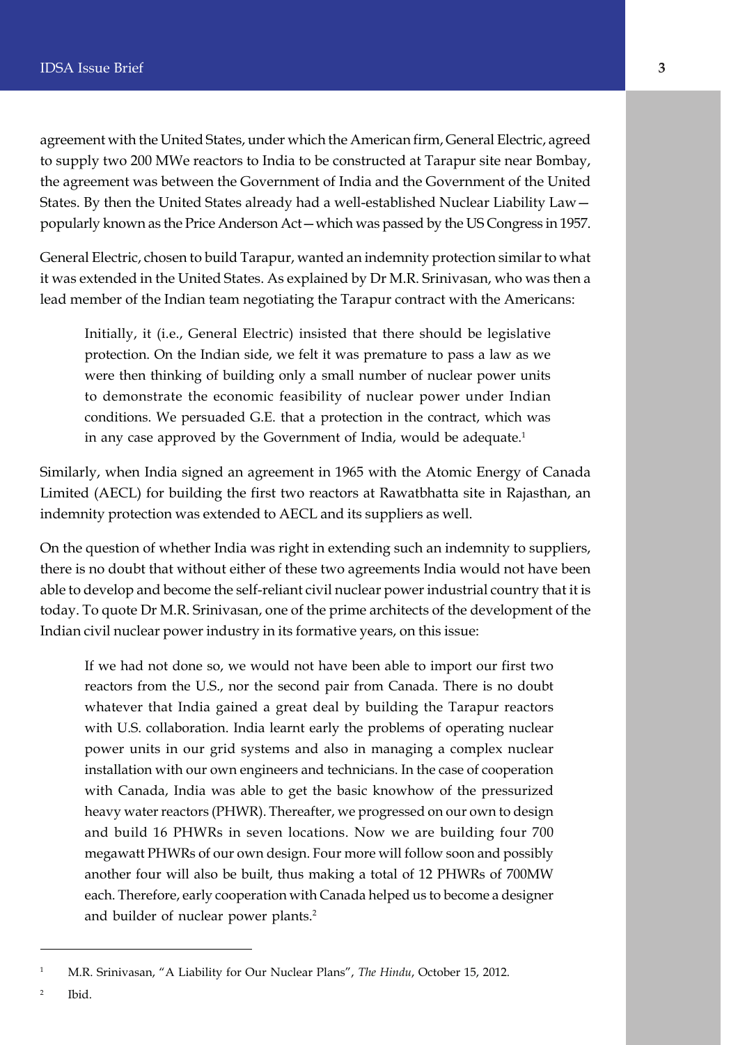agreement with the United States, under which the American firm, General Electric, agreed to supply two 200 MWe reactors to India to be constructed at Tarapur site near Bombay, the agreement was between the Government of India and the Government of the United States. By then the United States already had a well-established Nuclear Liability Law—popularly known as the Price Anderson Act—which was passed by the US Congress in 1957.

General Electric, chosen to build Tarapur, wanted an indemnity protection similar to what it was extended in the United States. As explained by Dr M.R. Srinivasan, who was then a lead member of the Indian team negotiating the Tarapur contract with the Americans:

> Initially, it (i.e., General Electric) insisted that there should be legislative protection. On the Indian side, we felt it was premature to pass a law as we were then thinking of building only a small number of nuclear power units to demonstrate the economic feasibility of nuclear power under Indian conditions. We persuaded G.E. that a protection in the contract, which was in any case approved by the Government of India, would be adequate.[1]

Similarly, when India signed an agreement in 1965 with the Atomic Energy of Canada Limited (AECL) for building the first two reactors at Rawatbhatta site in Rajasthan, an indemnity protection was extended to AECL and its suppliers as well.

On the question of whether India was right in extending such an indemnity to suppliers, there is no doubt that without either of these two agreements India would not have been able to develop and become the self-reliant civil nuclear power industrial country that it is today. To quote Dr M.R. Srinivasan, one of the prime architects of the development of the Indian civil nuclear power industry in its formative years, on this issue:

> If we had not done so, we would not have been able to import our first two reactors from the U.S., nor the second pair from Canada. There is no doubt whatever that India gained a great deal by building the Tarapur reactors with U.S. collaboration. India learnt early the problems of operating nuclear power units in our grid systems and also in managing a complex nuclear installation with our own engineers and technicians. In the case of cooperation with Canada, India was able to get the basic knowhow of the pressurized heavy water reactors (PHWR). Thereafter, we progressed on our own to design and build 16 PHWRs in seven locations. Now we are building four 700 megawatt PHWRs of our own design. Four more will follow soon and possibly another four will also be built, thus making a total of 12 PHWRs of 700MW each. Therefore, early cooperation with Canada helped us to become a designer and builder of nuclear power plants.[2]

---

[1] M.R. Srinivasan, "A Liability for Our Nuclear Plans", *The Hindu*, October 15, 2012.

[2] Ibid.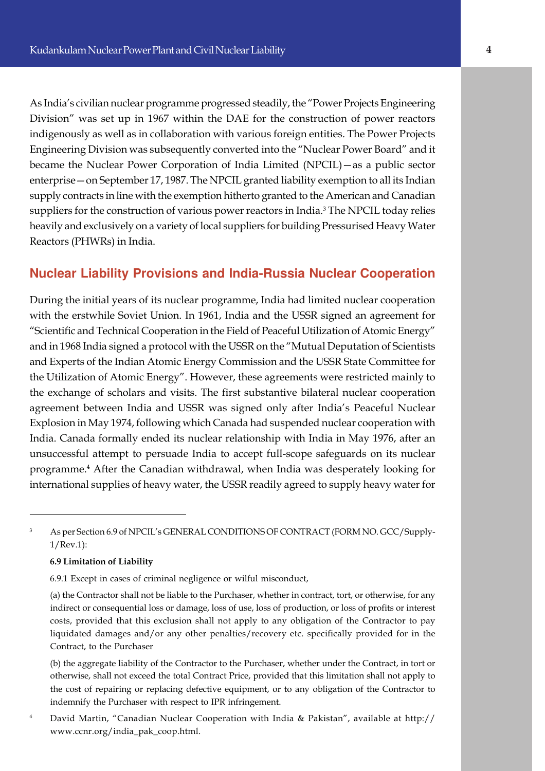As India's civilian nuclear programme progressed steadily, the "Power Projects Engineering Division" was set up in 1967 within the DAE for the construction of power reactors indigenously as well as in collaboration with various foreign entities. The Power Projects Engineering Division was subsequently converted into the "Nuclear Power Board" and it became the Nuclear Power Corporation of India Limited (NPCIL)—as a public sector enterprise—on September 17, 1987. The NPCIL granted liability exemption to all its Indian supply contracts in line with the exemption hitherto granted to the American and Canadian suppliers for the construction of various power reactors in India.[3] The NPCIL today relies heavily and exclusively on a variety of local suppliers for building Pressurised Heavy Water Reactors (PHWRs) in India.

## Nuclear Liability Provisions and India-Russia Nuclear Cooperation

During the initial years of its nuclear programme, India had limited nuclear cooperation with the erstwhile Soviet Union. In 1961, India and the USSR signed an agreement for "Scientific and Technical Cooperation in the Field of Peaceful Utilization of Atomic Energy" and in 1968 India signed a protocol with the USSR on the "Mutual Deputation of Scientists and Experts of the Indian Atomic Energy Commission and the USSR State Committee for the Utilization of Atomic Energy". However, these agreements were restricted mainly to the exchange of scholars and visits. The first substantive bilateral nuclear cooperation agreement between India and USSR was signed only after India's Peaceful Nuclear Explosion in May 1974, following which Canada had suspended nuclear cooperation with India. Canada formally ended its nuclear relationship with India in May 1976, after an unsuccessful attempt to persuade India to accept full-scope safeguards on its nuclear programme.[4] After the Canadian withdrawal, when India was desperately looking for international supplies of heavy water, the USSR readily agreed to supply heavy water for

---

[3] As per Section 6.9 of NPCIL's GENERAL CONDITIONS OF CONTRACT (FORM NO. GCC/Supply-1/Rev.1):

**6.9 Limitation of Liability**

6.9.1 Except in cases of criminal negligence or wilful misconduct,

(a) the Contractor shall not be liable to the Purchaser, whether in contract, tort, or otherwise, for any indirect or consequential loss or damage, loss of use, loss of production, or loss of profits or interest costs, provided that this exclusion shall not apply to any obligation of the Contractor to pay liquidated damages and/or any other penalties/recovery etc. specifically provided for in the Contract, to the Purchaser

(b) the aggregate liability of the Contractor to the Purchaser, whether under the Contract, in tort or otherwise, shall not exceed the total Contract Price, provided that this limitation shall not apply to the cost of repairing or replacing defective equipment, or to any obligation of the Contractor to indemnify the Purchaser with respect to IPR infringement.

[4] David Martin, "Canadian Nuclear Cooperation with India & Pakistan", available at http://www.ccnr.org/india_pak_coop.html.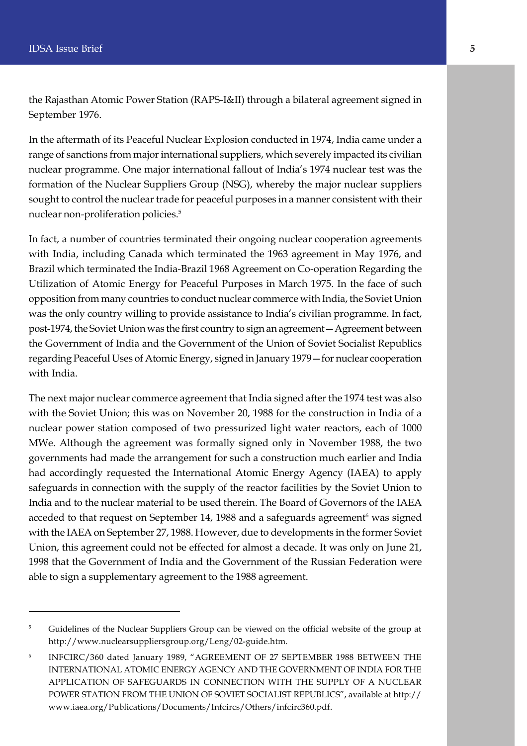the Rajasthan Atomic Power Station (RAPS-I&II) through a bilateral agreement signed in September 1976.

In the aftermath of its Peaceful Nuclear Explosion conducted in 1974, India came under a range of sanctions from major international suppliers, which severely impacted its civilian nuclear programme. One major international fallout of India's 1974 nuclear test was the formation of the Nuclear Suppliers Group (NSG), whereby the major nuclear suppliers sought to control the nuclear trade for peaceful purposes in a manner consistent with their nuclear non-proliferation policies.[5]

In fact, a number of countries terminated their ongoing nuclear cooperation agreements with India, including Canada which terminated the 1963 agreement in May 1976, and Brazil which terminated the India-Brazil 1968 Agreement on Co-operation Regarding the Utilization of Atomic Energy for Peaceful Purposes in March 1975. In the face of such opposition from many countries to conduct nuclear commerce with India, the Soviet Union was the only country willing to provide assistance to India's civilian programme. In fact, post-1974, the Soviet Union was the first country to sign an agreement—Agreement between the Government of India and the Government of the Union of Soviet Socialist Republics regarding Peaceful Uses of Atomic Energy, signed in January 1979—for nuclear cooperation with India.

The next major nuclear commerce agreement that India signed after the 1974 test was also with the Soviet Union; this was on November 20, 1988 for the construction in India of a nuclear power station composed of two pressurized light water reactors, each of 1000 MWe. Although the agreement was formally signed only in November 1988, the two governments had made the arrangement for such a construction much earlier and India had accordingly requested the International Atomic Energy Agency (IAEA) to apply safeguards in connection with the supply of the reactor facilities by the Soviet Union to India and to the nuclear material to be used therein. The Board of Governors of the IAEA acceded to that request on September 14, 1988 and a safeguards agreement[6] was signed with the IAEA on September 27, 1988. However, due to developments in the former Soviet Union, this agreement could not be effected for almost a decade. It was only on June 21, 1998 that the Government of India and the Government of the Russian Federation were able to sign a supplementary agreement to the 1988 agreement.

---

[5] Guidelines of the Nuclear Suppliers Group can be viewed on the official website of the group at http://www.nuclearsuppliersgroup.org/Leng/02-guide.htm.

[6] INFCIRC/360 dated January 1989, "AGREEMENT OF 27 SEPTEMBER 1988 BETWEEN THE INTERNATIONAL ATOMIC ENERGY AGENCY AND THE GOVERNMENT OF INDIA FOR THE APPLICATION OF SAFEGUARDS IN CONNECTION WITH THE SUPPLY OF A NUCLEAR POWER STATION FROM THE UNION OF SOVIET SOCIALIST REPUBLICS", available at http://www.iaea.org/Publications/Documents/Infcircs/Others/infcirc360.pdf.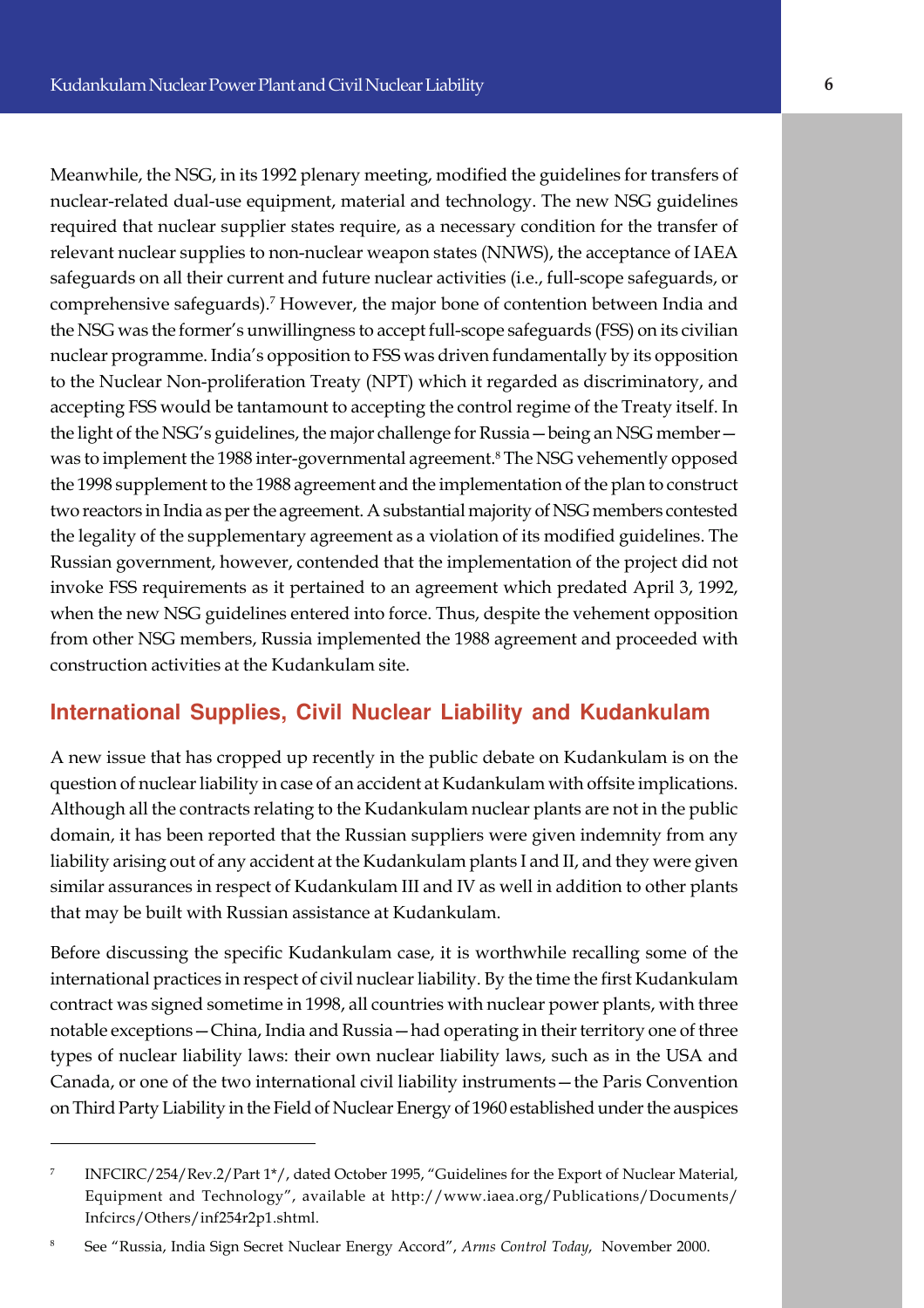Meanwhile, the NSG, in its 1992 plenary meeting, modified the guidelines for transfers of nuclear-related dual-use equipment, material and technology. The new NSG guidelines required that nuclear supplier states require, as a necessary condition for the transfer of relevant nuclear supplies to non-nuclear weapon states (NNWS), the acceptance of IAEA safeguards on all their current and future nuclear activities (i.e., full-scope safeguards, or comprehensive safeguards).[7] However, the major bone of contention between India and the NSG was the former's unwillingness to accept full-scope safeguards (FSS) on its civilian nuclear programme. India's opposition to FSS was driven fundamentally by its opposition to the Nuclear Non-proliferation Treaty (NPT) which it regarded as discriminatory, and accepting FSS would be tantamount to accepting the control regime of the Treaty itself. In the light of the NSG's guidelines, the major challenge for Russia—being an NSG member—was to implement the 1988 inter-governmental agreement.[8] The NSG vehemently opposed the 1998 supplement to the 1988 agreement and the implementation of the plan to construct two reactors in India as per the agreement. A substantial majority of NSG members contested the legality of the supplementary agreement as a violation of its modified guidelines. The Russian government, however, contended that the implementation of the project did not invoke FSS requirements as it pertained to an agreement which predated April 3, 1992, when the new NSG guidelines entered into force. Thus, despite the vehement opposition from other NSG members, Russia implemented the 1988 agreement and proceeded with construction activities at the Kudankulam site.

## International Supplies, Civil Nuclear Liability and Kudankulam

A new issue that has cropped up recently in the public debate on Kudankulam is on the question of nuclear liability in case of an accident at Kudankulam with offsite implications. Although all the contracts relating to the Kudankulam nuclear plants are not in the public domain, it has been reported that the Russian suppliers were given indemnity from any liability arising out of any accident at the Kudankulam plants I and II, and they were given similar assurances in respect of Kudankulam III and IV as well in addition to other plants that may be built with Russian assistance at Kudankulam.

Before discussing the specific Kudankulam case, it is worthwhile recalling some of the international practices in respect of civil nuclear liability. By the time the first Kudankulam contract was signed sometime in 1998, all countries with nuclear power plants, with three notable exceptions—China, India and Russia—had operating in their territory one of three types of nuclear liability laws: their own nuclear liability laws, such as in the USA and Canada, or one of the two international civil liability instruments—the Paris Convention on Third Party Liability in the Field of Nuclear Energy of 1960 established under the auspices

---

[7] INFCIRC/254/Rev.2/Part 1*/, dated October 1995, "Guidelines for the Export of Nuclear Material, Equipment and Technology", available at http://www.iaea.org/Publications/Documents/Infcircs/Others/inf254r2p1.shtml.

[8] See "Russia, India Sign Secret Nuclear Energy Accord", *Arms Control Today*, November 2000.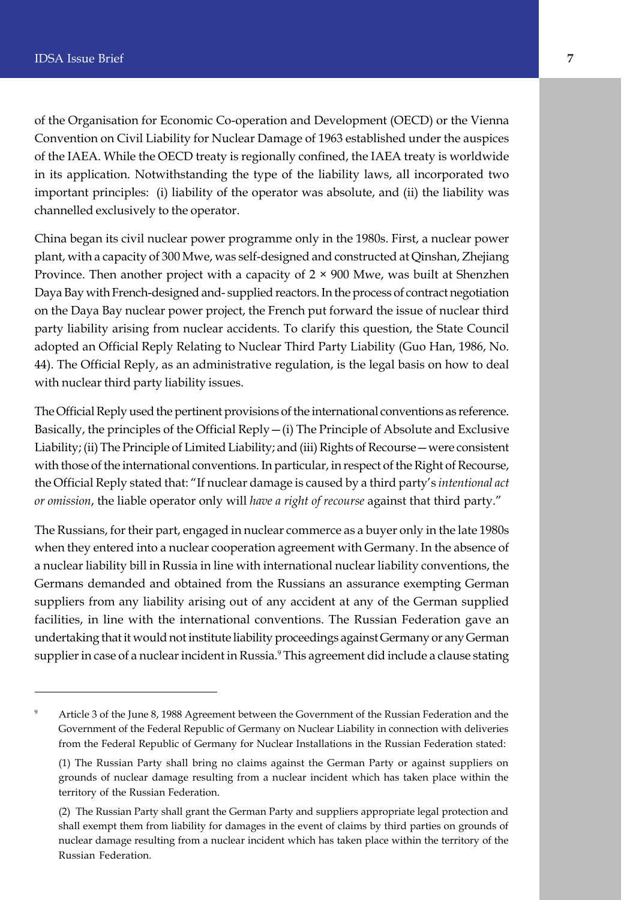of the Organisation for Economic Co-operation and Development (OECD) or the Vienna Convention on Civil Liability for Nuclear Damage of 1963 established under the auspices of the IAEA. While the OECD treaty is regionally confined, the IAEA treaty is worldwide in its application. Notwithstanding the type of the liability laws, all incorporated two important principles: (i) liability of the operator was absolute, and (ii) the liability was channelled exclusively to the operator.

China began its civil nuclear power programme only in the 1980s. First, a nuclear power plant, with a capacity of 300 Mwe, was self-designed and constructed at Qinshan, Zhejiang Province. Then another project with a capacity of 2 × 900 Mwe, was built at Shenzhen Daya Bay with French-designed and- supplied reactors. In the process of contract negotiation on the Daya Bay nuclear power project, the French put forward the issue of nuclear third party liability arising from nuclear accidents. To clarify this question, the State Council adopted an Official Reply Relating to Nuclear Third Party Liability (Guo Han, 1986, No. 44). The Official Reply, as an administrative regulation, is the legal basis on how to deal with nuclear third party liability issues.

The Official Reply used the pertinent provisions of the international conventions as reference. Basically, the principles of the Official Reply—(i) The Principle of Absolute and Exclusive Liability; (ii) The Principle of Limited Liability; and (iii) Rights of Recourse—were consistent with those of the international conventions. In particular, in respect of the Right of Recourse, the Official Reply stated that: "If nuclear damage is caused by a third party's *intentional act or omission*, the liable operator only will *have a right of recourse* against that third party."

The Russians, for their part, engaged in nuclear commerce as a buyer only in the late 1980s when they entered into a nuclear cooperation agreement with Germany. In the absence of a nuclear liability bill in Russia in line with international nuclear liability conventions, the Germans demanded and obtained from the Russians an assurance exempting German suppliers from any liability arising out of any accident at any of the German supplied facilities, in line with the international conventions. The Russian Federation gave an undertaking that it would not institute liability proceedings against Germany or any German supplier in case of a nuclear incident in Russia.[9] This agreement did include a clause stating

---

[9] Article 3 of the June 8, 1988 Agreement between the Government of the Russian Federation and the Government of the Federal Republic of Germany on Nuclear Liability in connection with deliveries from the Federal Republic of Germany for Nuclear Installations in the Russian Federation stated:

(1) The Russian Party shall bring no claims against the German Party or against suppliers on grounds of nuclear damage resulting from a nuclear incident which has taken place within the territory of the Russian Federation.

(2) The Russian Party shall grant the German Party and suppliers appropriate legal protection and shall exempt them from liability for damages in the event of claims by third parties on grounds of nuclear damage resulting from a nuclear incident which has taken place within the territory of the Russian Federation.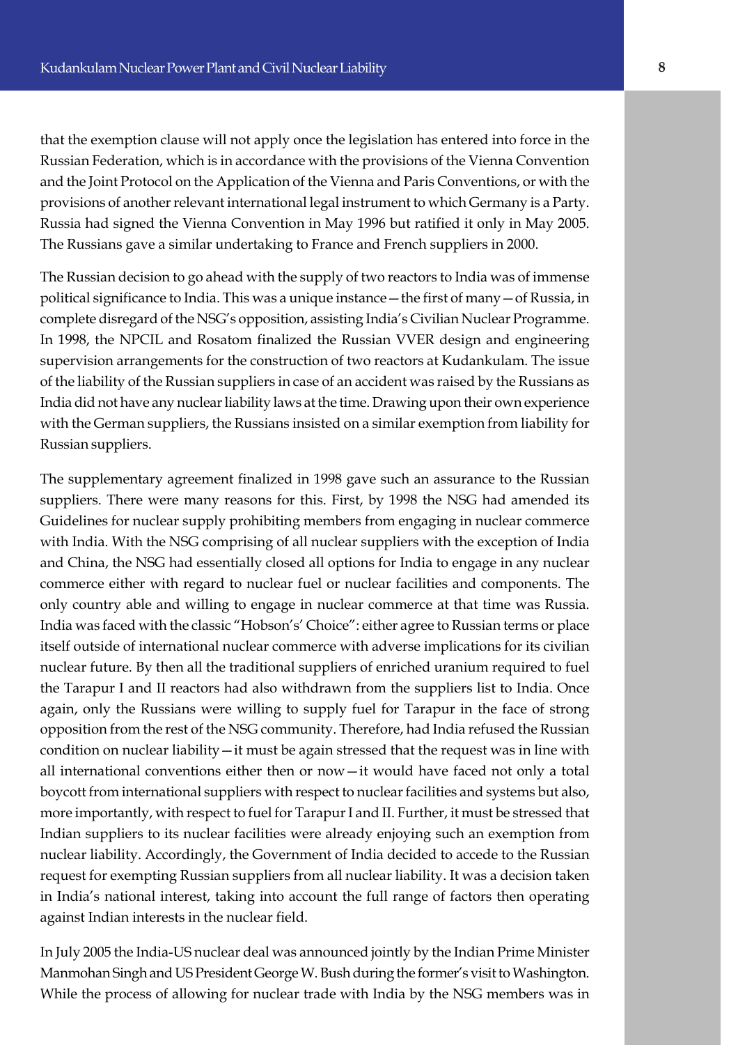that the exemption clause will not apply once the legislation has entered into force in the Russian Federation, which is in accordance with the provisions of the Vienna Convention and the Joint Protocol on the Application of the Vienna and Paris Conventions, or with the provisions of another relevant international legal instrument to which Germany is a Party. Russia had signed the Vienna Convention in May 1996 but ratified it only in May 2005. The Russians gave a similar undertaking to France and French suppliers in 2000.

The Russian decision to go ahead with the supply of two reactors to India was of immense political significance to India. This was a unique instance—the first of many—of Russia, in complete disregard of the NSG's opposition, assisting India's Civilian Nuclear Programme. In 1998, the NPCIL and Rosatom finalized the Russian VVER design and engineering supervision arrangements for the construction of two reactors at Kudankulam. The issue of the liability of the Russian suppliers in case of an accident was raised by the Russians as India did not have any nuclear liability laws at the time. Drawing upon their own experience with the German suppliers, the Russians insisted on a similar exemption from liability for Russian suppliers.

The supplementary agreement finalized in 1998 gave such an assurance to the Russian suppliers. There were many reasons for this. First, by 1998 the NSG had amended its Guidelines for nuclear supply prohibiting members from engaging in nuclear commerce with India. With the NSG comprising of all nuclear suppliers with the exception of India and China, the NSG had essentially closed all options for India to engage in any nuclear commerce either with regard to nuclear fuel or nuclear facilities and components. The only country able and willing to engage in nuclear commerce at that time was Russia. India was faced with the classic "Hobson's' Choice": either agree to Russian terms or place itself outside of international nuclear commerce with adverse implications for its civilian nuclear future. By then all the traditional suppliers of enriched uranium required to fuel the Tarapur I and II reactors had also withdrawn from the suppliers list to India. Once again, only the Russians were willing to supply fuel for Tarapur in the face of strong opposition from the rest of the NSG community. Therefore, had India refused the Russian condition on nuclear liability—it must be again stressed that the request was in line with all international conventions either then or now—it would have faced not only a total boycott from international suppliers with respect to nuclear facilities and systems but also, more importantly, with respect to fuel for Tarapur I and II. Further, it must be stressed that Indian suppliers to its nuclear facilities were already enjoying such an exemption from nuclear liability. Accordingly, the Government of India decided to accede to the Russian request for exempting Russian suppliers from all nuclear liability. It was a decision taken in India's national interest, taking into account the full range of factors then operating against Indian interests in the nuclear field.

In July 2005 the India-US nuclear deal was announced jointly by the Indian Prime Minister Manmohan Singh and US President George W. Bush during the former's visit to Washington. While the process of allowing for nuclear trade with India by the NSG members was in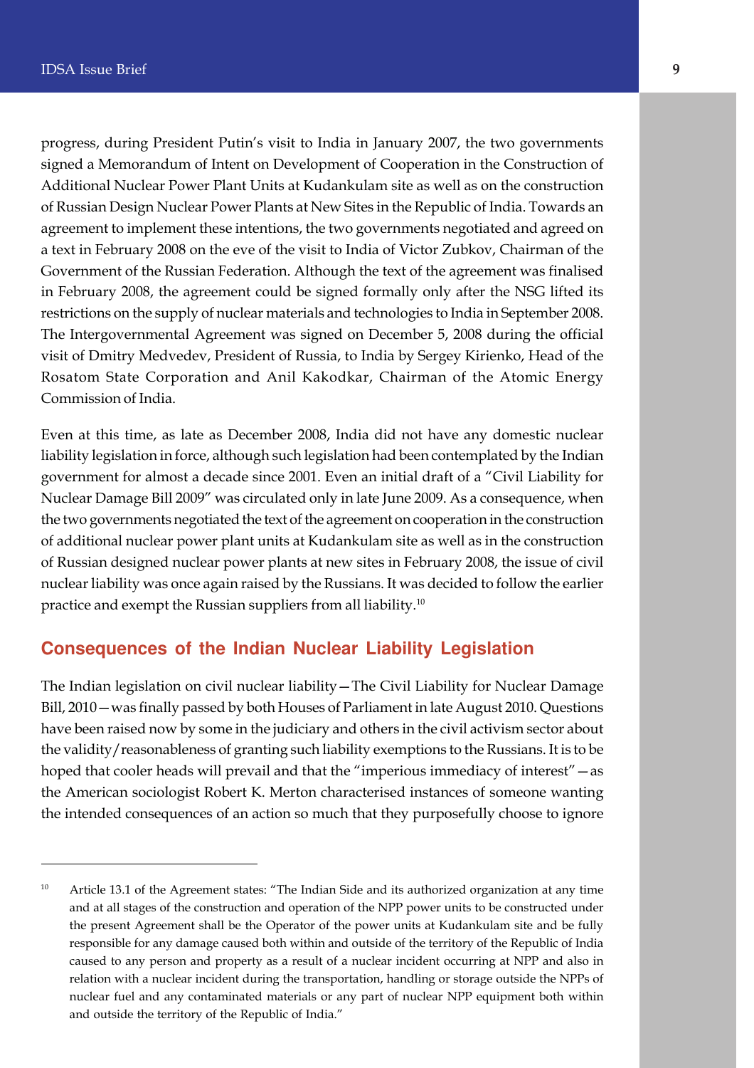progress, during President Putin's visit to India in January 2007, the two governments signed a Memorandum of Intent on Development of Cooperation in the Construction of Additional Nuclear Power Plant Units at Kudankulam site as well as on the construction of Russian Design Nuclear Power Plants at New Sites in the Republic of India. Towards an agreement to implement these intentions, the two governments negotiated and agreed on a text in February 2008 on the eve of the visit to India of Victor Zubkov, Chairman of the Government of the Russian Federation. Although the text of the agreement was finalised in February 2008, the agreement could be signed formally only after the NSG lifted its restrictions on the supply of nuclear materials and technologies to India in September 2008. The Intergovernmental Agreement was signed on December 5, 2008 during the official visit of Dmitry Medvedev, President of Russia, to India by Sergey Kirienko, Head of the Rosatom State Corporation and Anil Kakodkar, Chairman of the Atomic Energy Commission of India.

Even at this time, as late as December 2008, India did not have any domestic nuclear liability legislation in force, although such legislation had been contemplated by the Indian government for almost a decade since 2001. Even an initial draft of a "Civil Liability for Nuclear Damage Bill 2009" was circulated only in late June 2009. As a consequence, when the two governments negotiated the text of the agreement on cooperation in the construction of additional nuclear power plant units at Kudankulam site as well as in the construction of Russian designed nuclear power plants at new sites in February 2008, the issue of civil nuclear liability was once again raised by the Russians. It was decided to follow the earlier practice and exempt the Russian suppliers from all liability.[10]

## Consequences of the Indian Nuclear Liability Legislation

The Indian legislation on civil nuclear liability—The Civil Liability for Nuclear Damage Bill, 2010—was finally passed by both Houses of Parliament in late August 2010. Questions have been raised now by some in the judiciary and others in the civil activism sector about the validity/reasonableness of granting such liability exemptions to the Russians. It is to be hoped that cooler heads will prevail and that the "imperious immediacy of interest"—as the American sociologist Robert K. Merton characterised instances of someone wanting the intended consequences of an action so much that they purposefully choose to ignore

---

[10] Article 13.1 of the Agreement states: "The Indian Side and its authorized organization at any time and at all stages of the construction and operation of the NPP power units to be constructed under the present Agreement shall be the Operator of the power units at Kudankulam site and be fully responsible for any damage caused both within and outside of the territory of the Republic of India caused to any person and property as a result of a nuclear incident occurring at NPP and also in relation with a nuclear incident during the transportation, handling or storage outside the NPPs of nuclear fuel and any contaminated materials or any part of nuclear NPP equipment both within and outside the territory of the Republic of India."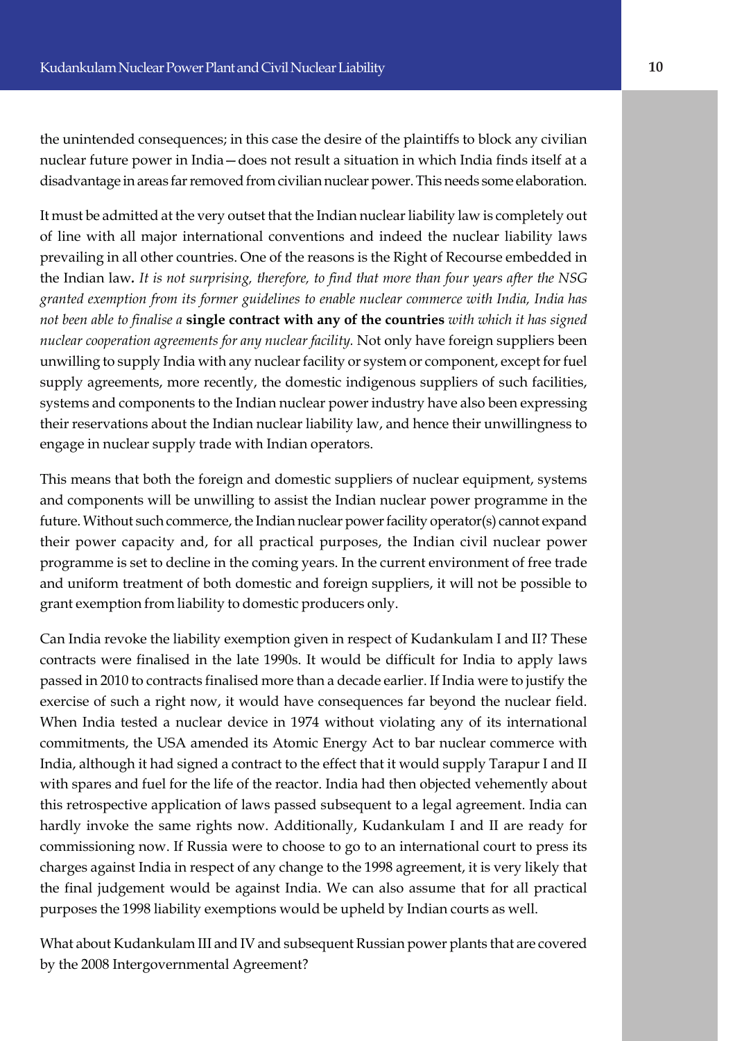the unintended consequences; in this case the desire of the plaintiffs to block any civilian nuclear future power in India—does not result a situation in which India finds itself at a disadvantage in areas far removed from civilian nuclear power. This needs some elaboration.

It must be admitted at the very outset that the Indian nuclear liability law is completely out of line with all major international conventions and indeed the nuclear liability laws prevailing in all other countries. One of the reasons is the Right of Recourse embedded in the Indian law**.** *It is not surprising, therefore, to find that more than four years after the NSG granted exemption from its former guidelines to enable nuclear commerce with India, India has not been able to finalise a* **single contract with any of the countries** *with which it has signed nuclear cooperation agreements for any nuclear facility.* Not only have foreign suppliers been unwilling to supply India with any nuclear facility or system or component, except for fuel supply agreements, more recently, the domestic indigenous suppliers of such facilities, systems and components to the Indian nuclear power industry have also been expressing their reservations about the Indian nuclear liability law, and hence their unwillingness to engage in nuclear supply trade with Indian operators.

This means that both the foreign and domestic suppliers of nuclear equipment, systems and components will be unwilling to assist the Indian nuclear power programme in the future. Without such commerce, the Indian nuclear power facility operator(s) cannot expand their power capacity and, for all practical purposes, the Indian civil nuclear power programme is set to decline in the coming years. In the current environment of free trade and uniform treatment of both domestic and foreign suppliers, it will not be possible to grant exemption from liability to domestic producers only.

Can India revoke the liability exemption given in respect of Kudankulam I and II? These contracts were finalised in the late 1990s. It would be difficult for India to apply laws passed in 2010 to contracts finalised more than a decade earlier. If India were to justify the exercise of such a right now, it would have consequences far beyond the nuclear field. When India tested a nuclear device in 1974 without violating any of its international commitments, the USA amended its Atomic Energy Act to bar nuclear commerce with India, although it had signed a contract to the effect that it would supply Tarapur I and II with spares and fuel for the life of the reactor. India had then objected vehemently about this retrospective application of laws passed subsequent to a legal agreement. India can hardly invoke the same rights now. Additionally, Kudankulam I and II are ready for commissioning now. If Russia were to choose to go to an international court to press its charges against India in respect of any change to the 1998 agreement, it is very likely that the final judgement would be against India. We can also assume that for all practical purposes the 1998 liability exemptions would be upheld by Indian courts as well.

What about Kudankulam III and IV and subsequent Russian power plants that are covered by the 2008 Intergovernmental Agreement?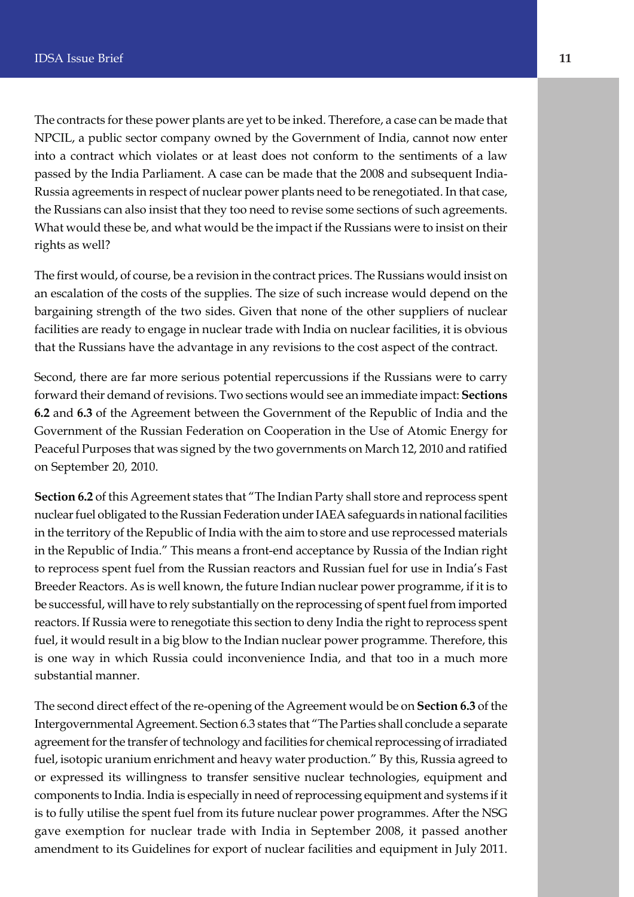The contracts for these power plants are yet to be inked. Therefore, a case can be made that NPCIL, a public sector company owned by the Government of India, cannot now enter into a contract which violates or at least does not conform to the sentiments of a law passed by the India Parliament. A case can be made that the 2008 and subsequent India-Russia agreements in respect of nuclear power plants need to be renegotiated. In that case, the Russians can also insist that they too need to revise some sections of such agreements. What would these be, and what would be the impact if the Russians were to insist on their rights as well?

The first would, of course, be a revision in the contract prices. The Russians would insist on an escalation of the costs of the supplies. The size of such increase would depend on the bargaining strength of the two sides. Given that none of the other suppliers of nuclear facilities are ready to engage in nuclear trade with India on nuclear facilities, it is obvious that the Russians have the advantage in any revisions to the cost aspect of the contract.

Second, there are far more serious potential repercussions if the Russians were to carry forward their demand of revisions. Two sections would see an immediate impact: **Sections 6.2** and **6.3** of the Agreement between the Government of the Republic of India and the Government of the Russian Federation on Cooperation in the Use of Atomic Energy for Peaceful Purposes that was signed by the two governments on March 12, 2010 and ratified on September 20, 2010.

**Section 6.2** of this Agreement states that "The Indian Party shall store and reprocess spent nuclear fuel obligated to the Russian Federation under IAEA safeguards in national facilities in the territory of the Republic of India with the aim to store and use reprocessed materials in the Republic of India." This means a front-end acceptance by Russia of the Indian right to reprocess spent fuel from the Russian reactors and Russian fuel for use in India's Fast Breeder Reactors. As is well known, the future Indian nuclear power programme, if it is to be successful, will have to rely substantially on the reprocessing of spent fuel from imported reactors. If Russia were to renegotiate this section to deny India the right to reprocess spent fuel, it would result in a big blow to the Indian nuclear power programme. Therefore, this is one way in which Russia could inconvenience India, and that too in a much more substantial manner.

The second direct effect of the re-opening of the Agreement would be on **Section 6.3** of the Intergovernmental Agreement. Section 6.3 states that "The Parties shall conclude a separate agreement for the transfer of technology and facilities for chemical reprocessing of irradiated fuel, isotopic uranium enrichment and heavy water production." By this, Russia agreed to or expressed its willingness to transfer sensitive nuclear technologies, equipment and components to India. India is especially in need of reprocessing equipment and systems if it is to fully utilise the spent fuel from its future nuclear power programmes. After the NSG gave exemption for nuclear trade with India in September 2008, it passed another amendment to its Guidelines for export of nuclear facilities and equipment in July 2011.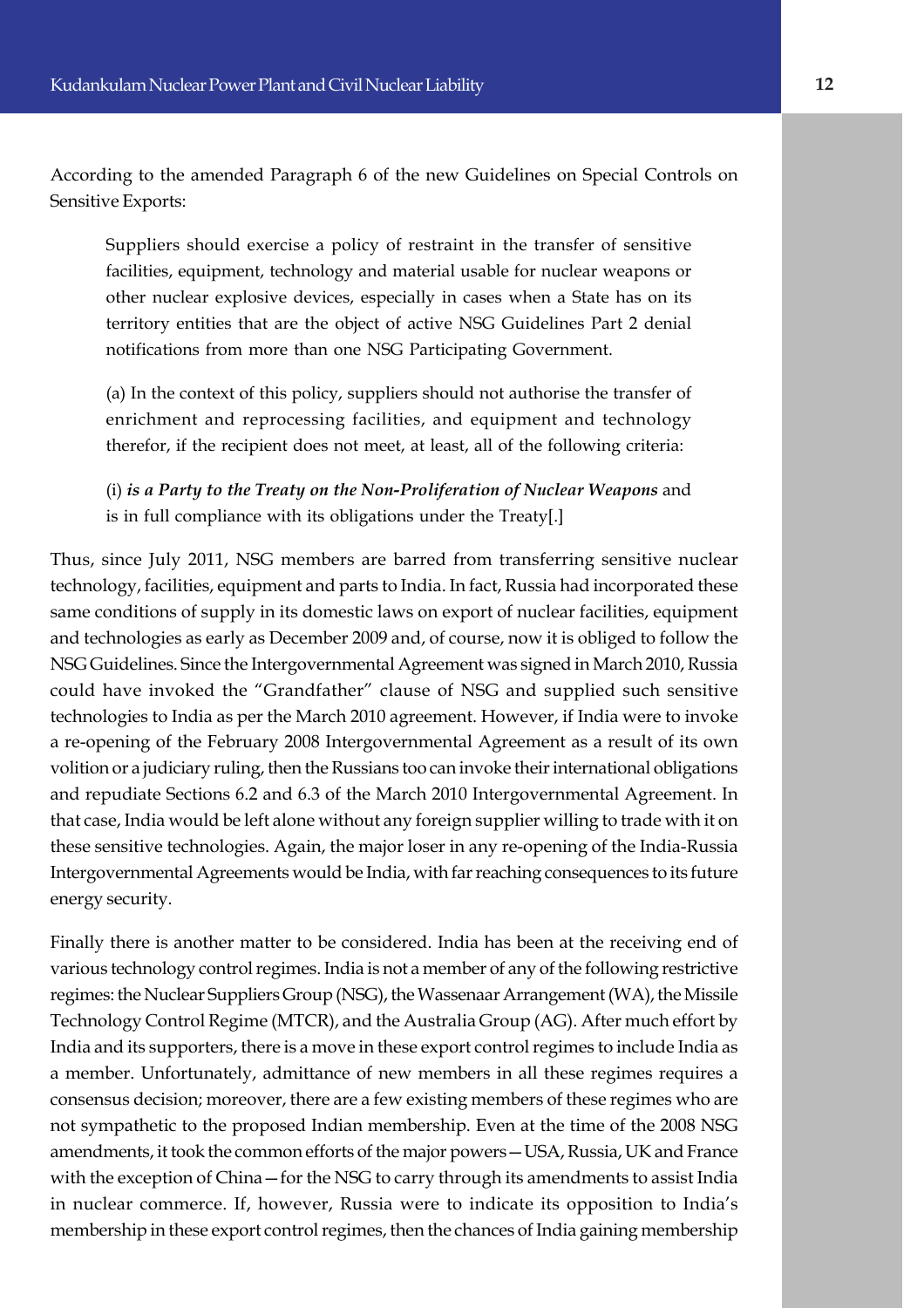According to the amended Paragraph 6 of the new Guidelines on Special Controls on Sensitive Exports:

> Suppliers should exercise a policy of restraint in the transfer of sensitive facilities, equipment, technology and material usable for nuclear weapons or other nuclear explosive devices, especially in cases when a State has on its territory entities that are the object of active NSG Guidelines Part 2 denial notifications from more than one NSG Participating Government.
>
> (a) In the context of this policy, suppliers should not authorise the transfer of enrichment and reprocessing facilities, and equipment and technology therefor, if the recipient does not meet, at least, all of the following criteria:
>
> (i) ***is a Party to the Treaty on the Non-Proliferation of Nuclear Weapons*** and is in full compliance with its obligations under the Treaty[.]

Thus, since July 2011, NSG members are barred from transferring sensitive nuclear technology, facilities, equipment and parts to India. In fact, Russia had incorporated these same conditions of supply in its domestic laws on export of nuclear facilities, equipment and technologies as early as December 2009 and, of course, now it is obliged to follow the NSG Guidelines. Since the Intergovernmental Agreement was signed in March 2010, Russia could have invoked the "Grandfather" clause of NSG and supplied such sensitive technologies to India as per the March 2010 agreement. However, if India were to invoke a re-opening of the February 2008 Intergovernmental Agreement as a result of its own volition or a judiciary ruling, then the Russians too can invoke their international obligations and repudiate Sections 6.2 and 6.3 of the March 2010 Intergovernmental Agreement. In that case, India would be left alone without any foreign supplier willing to trade with it on these sensitive technologies. Again, the major loser in any re-opening of the India-Russia Intergovernmental Agreements would be India, with far reaching consequences to its future energy security.

Finally there is another matter to be considered. India has been at the receiving end of various technology control regimes. India is not a member of any of the following restrictive regimes: the Nuclear Suppliers Group (NSG), the Wassenaar Arrangement (WA), the Missile Technology Control Regime (MTCR), and the Australia Group (AG). After much effort by India and its supporters, there is a move in these export control regimes to include India as a member. Unfortunately, admittance of new members in all these regimes requires a consensus decision; moreover, there are a few existing members of these regimes who are not sympathetic to the proposed Indian membership. Even at the time of the 2008 NSG amendments, it took the common efforts of the major powers—USA, Russia, UK and France with the exception of China—for the NSG to carry through its amendments to assist India in nuclear commerce. If, however, Russia were to indicate its opposition to India's membership in these export control regimes, then the chances of India gaining membership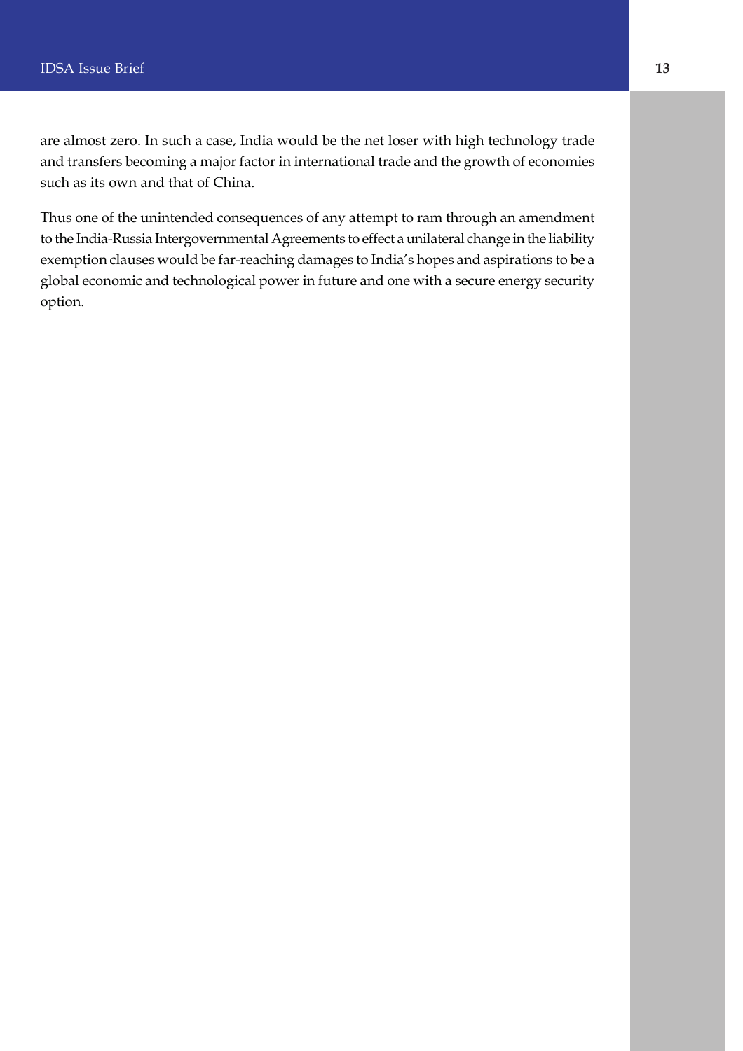are almost zero. In such a case, India would be the net loser with high technology trade and transfers becoming a major factor in international trade and the growth of economies such as its own and that of China.

Thus one of the unintended consequences of any attempt to ram through an amendment to the India-Russia Intergovernmental Agreements to effect a unilateral change in the liability exemption clauses would be far-reaching damages to India's hopes and aspirations to be a global economic and technological power in future and one with a secure energy security option.